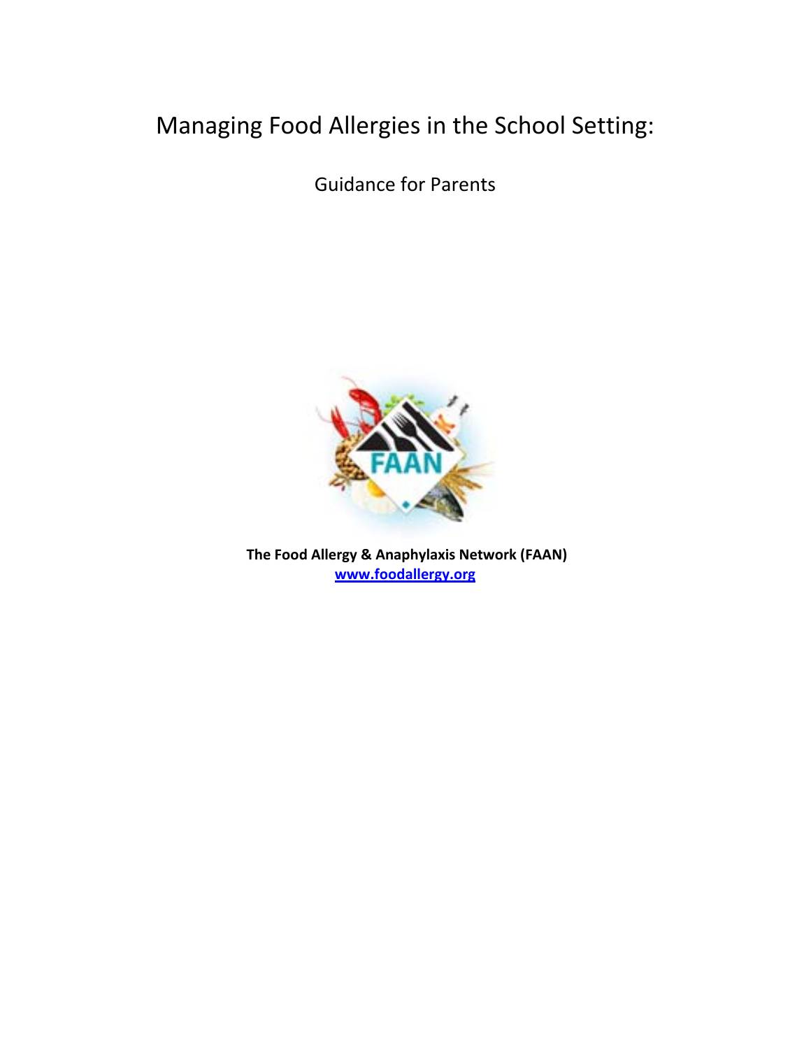# Managing Food Allergies in the School Setting:

Guidance for Parents

**The Food Allergy & Anaphylaxis Network (FAAN)**
**www.foodallergy.org**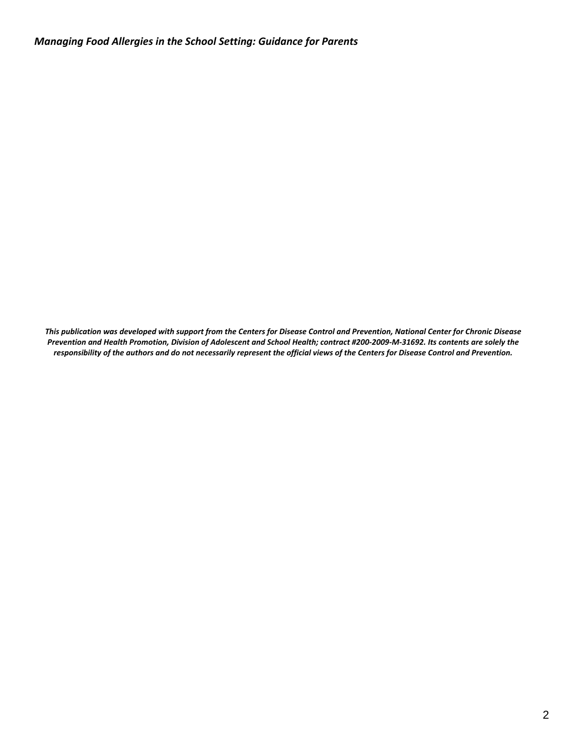***This publication was developed with support from the Centers for Disease Control and Prevention, National Center for Chronic Disease Prevention and Health Promotion, Division of Adolescent and School Health; contract #200-2009-M-31692. Its contents are solely the responsibility of the authors and do not necessarily represent the official views of the Centers for Disease Control and Prevention.***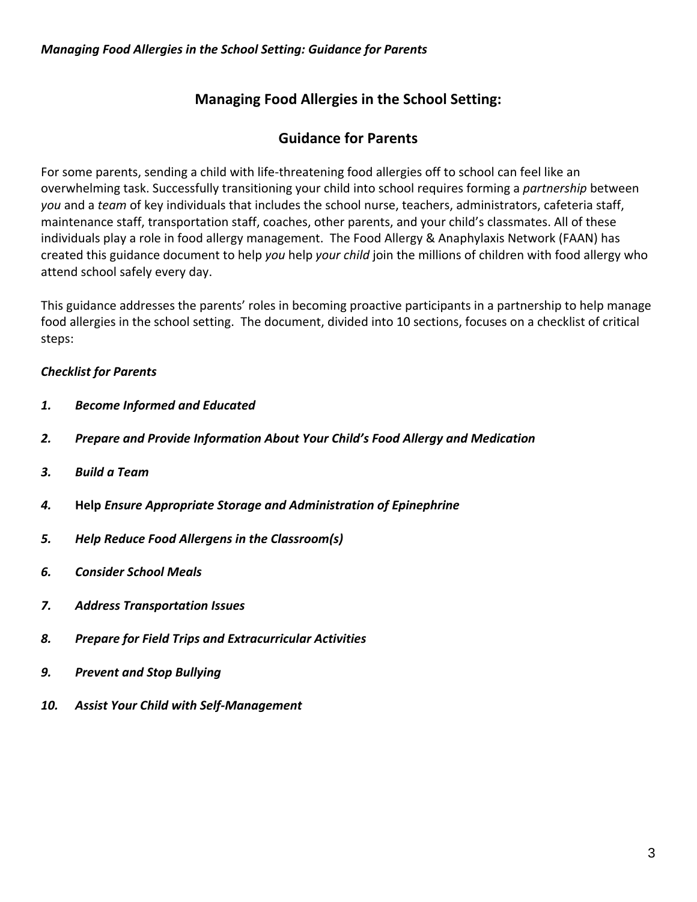# Managing Food Allergies in the School Setting:

# Guidance for Parents

For some parents, sending a child with life-threatening food allergies off to school can feel like an overwhelming task. Successfully transitioning your child into school requires forming a *partnership* between *you* and a *team* of key individuals that includes the school nurse, teachers, administrators, cafeteria staff, maintenance staff, transportation staff, coaches, other parents, and your child's classmates. All of these individuals play a role in food allergy management. The Food Allergy & Anaphylaxis Network (FAAN) has created this guidance document to help *you* help *your child* join the millions of children with food allergy who attend school safely every day.

This guidance addresses the parents' roles in becoming proactive participants in a partnership to help manage food allergies in the school setting. The document, divided into 10 sections, focuses on a checklist of critical steps:

***Checklist for Parents***

1. ***Become Informed and Educated***
2. ***Prepare and Provide Information About Your Child's Food Allergy and Medication***
3. ***Build a Team***
4. **Help** ***Ensure Appropriate Storage and Administration of Epinephrine***
5. ***Help Reduce Food Allergens in the Classroom(s)***
6. ***Consider School Meals***
7. ***Address Transportation Issues***
8. ***Prepare for Field Trips and Extracurricular Activities***
9. ***Prevent and Stop Bullying***
10. ***Assist Your Child with Self-Management***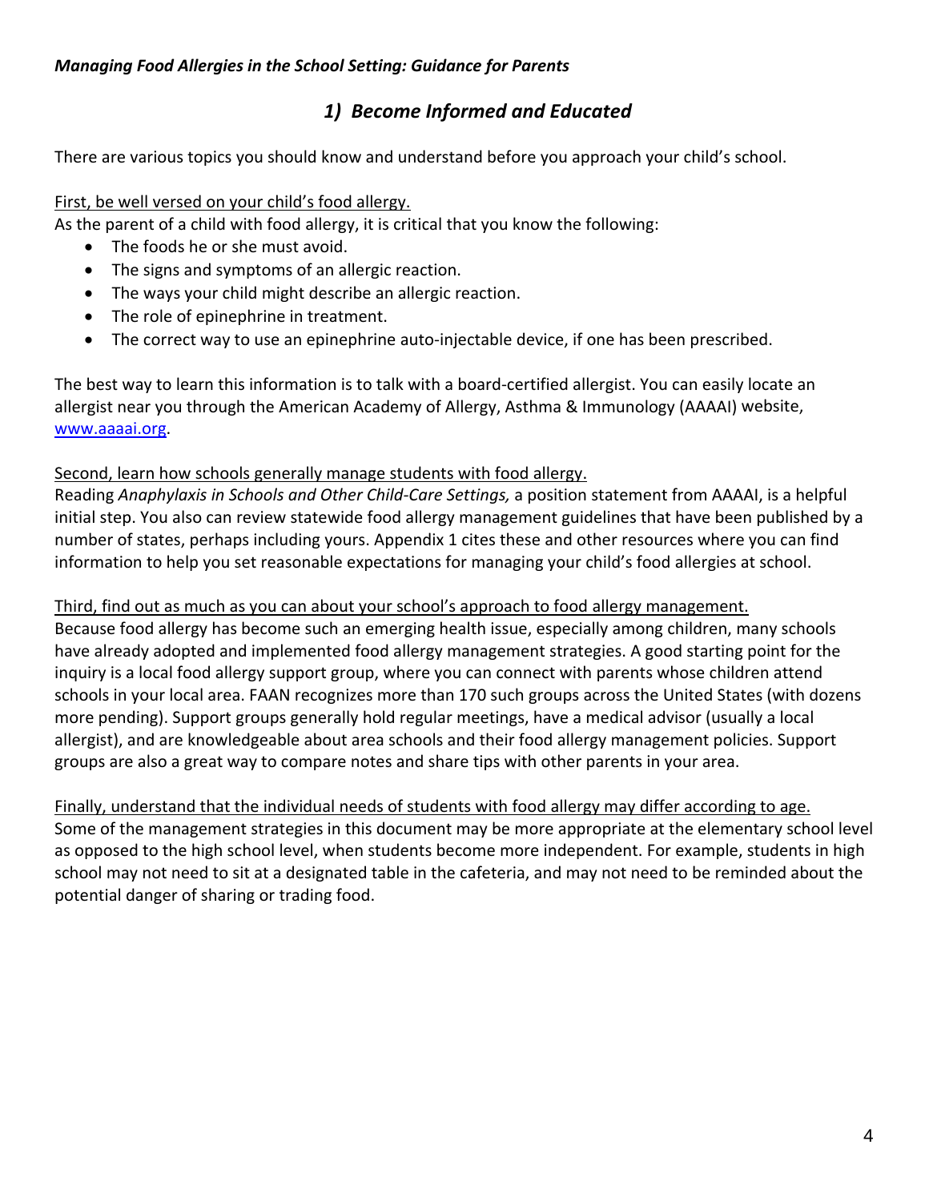*Managing Food Allergies in the School Setting: Guidance for Parents*

## *1) Become Informed and Educated*

There are various topics you should know and understand before you approach your child's school.

First, be well versed on your child's food allergy.
As the parent of a child with food allergy, it is critical that you know the following:

- The foods he or she must avoid.
- The signs and symptoms of an allergic reaction.
- The ways your child might describe an allergic reaction.
- The role of epinephrine in treatment.
- The correct way to use an epinephrine auto-injectable device, if one has been prescribed.

The best way to learn this information is to talk with a board-certified allergist. You can easily locate an allergist near you through the American Academy of Allergy, Asthma & Immunology (AAAAI) website, [www.aaaai.org](http://www.aaaai.org).

Second, learn how schools generally manage students with food allergy.
Reading *Anaphylaxis in Schools and Other Child-Care Settings,* a position statement from AAAAI, is a helpful initial step. You also can review statewide food allergy management guidelines that have been published by a number of states, perhaps including yours. Appendix 1 cites these and other resources where you can find information to help you set reasonable expectations for managing your child's food allergies at school.

Third, find out as much as you can about your school's approach to food allergy management.
Because food allergy has become such an emerging health issue, especially among children, many schools have already adopted and implemented food allergy management strategies. A good starting point for the inquiry is a local food allergy support group, where you can connect with parents whose children attend schools in your local area. FAAN recognizes more than 170 such groups across the United States (with dozens more pending). Support groups generally hold regular meetings, have a medical advisor (usually a local allergist), and are knowledgeable about area schools and their food allergy management policies. Support groups are also a great way to compare notes and share tips with other parents in your area.

Finally, understand that the individual needs of students with food allergy may differ according to age.
Some of the management strategies in this document may be more appropriate at the elementary school level as opposed to the high school level, when students become more independent. For example, students in high school may not need to sit at a designated table in the cafeteria, and may not need to be reminded about the potential danger of sharing or trading food.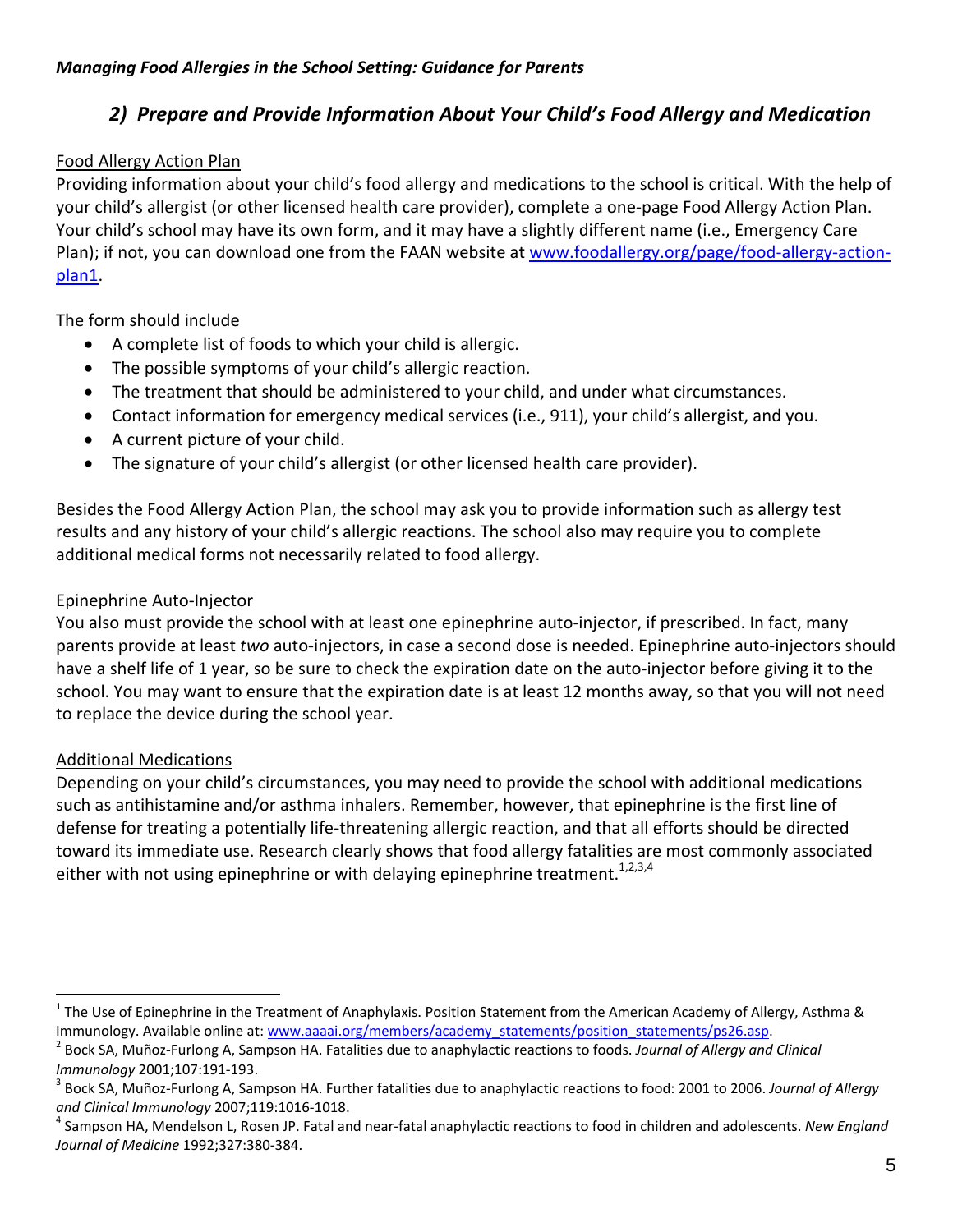## 2) Prepare and Provide Information About Your Child's Food Allergy and Medication

Food Allergy Action Plan

Providing information about your child's food allergy and medications to the school is critical. With the help of your child's allergist (or other licensed health care provider), complete a one-page Food Allergy Action Plan. Your child's school may have its own form, and it may have a slightly different name (i.e., Emergency Care Plan); if not, you can download one from the FAAN website at [www.foodallergy.org/page/food-allergy-action-plan1](www.foodallergy.org/page/food-allergy-action-plan1).

The form should include

- A complete list of foods to which your child is allergic.
- The possible symptoms of your child's allergic reaction.
- The treatment that should be administered to your child, and under what circumstances.
- Contact information for emergency medical services (i.e., 911), your child's allergist, and you.
- A current picture of your child.
- The signature of your child's allergist (or other licensed health care provider).

Besides the Food Allergy Action Plan, the school may ask you to provide information such as allergy test results and any history of your child's allergic reactions. The school also may require you to complete additional medical forms not necessarily related to food allergy.

Epinephrine Auto-Injector

You also must provide the school with at least one epinephrine auto-injector, if prescribed. In fact, many parents provide at least *two* auto-injectors, in case a second dose is needed. Epinephrine auto-injectors should have a shelf life of 1 year, so be sure to check the expiration date on the auto-injector before giving it to the school. You may want to ensure that the expiration date is at least 12 months away, so that you will not need to replace the device during the school year.

Additional Medications

Depending on your child's circumstances, you may need to provide the school with additional medications such as antihistamine and/or asthma inhalers. Remember, however, that epinephrine is the first line of defense for treating a potentially life-threatening allergic reaction, and that all efforts should be directed toward its immediate use. Research clearly shows that food allergy fatalities are most commonly associated either with not using epinephrine or with delaying epinephrine treatment.[1,2,3,4]

---

[1] The Use of Epinephrine in the Treatment of Anaphylaxis. Position Statement from the American Academy of Allergy, Asthma & Immunology. Available online at: [www.aaaai.org/members/academy_statements/position_statements/ps26.asp](www.aaaai.org/members/academy_statements/position_statements/ps26.asp).

[2] Bock SA, Muñoz-Furlong A, Sampson HA. Fatalities due to anaphylactic reactions to foods. *Journal of Allergy and Clinical Immunology* 2001;107:191-193.

[3] Bock SA, Muñoz-Furlong A, Sampson HA. Further fatalities due to anaphylactic reactions to food: 2001 to 2006. *Journal of Allergy and Clinical Immunology* 2007;119:1016-1018.

[4] Sampson HA, Mendelson L, Rosen JP. Fatal and near-fatal anaphylactic reactions to food in children and adolescents. *New England Journal of Medicine* 1992;327:380-384.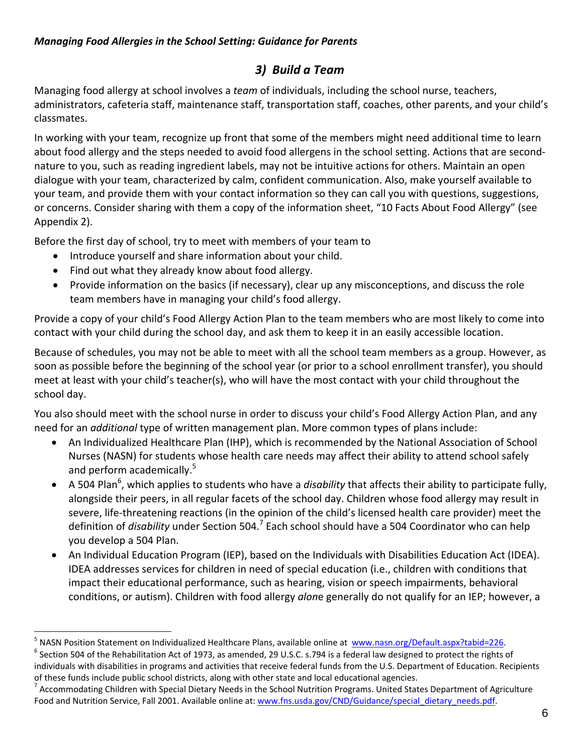## *3) Build a Team*

Managing food allergy at school involves a *team* of individuals, including the school nurse, teachers, administrators, cafeteria staff, maintenance staff, transportation staff, coaches, other parents, and your child's classmates.

In working with your team, recognize up front that some of the members might need additional time to learn about food allergy and the steps needed to avoid food allergens in the school setting. Actions that are second-nature to you, such as reading ingredient labels, may not be intuitive actions for others. Maintain an open dialogue with your team, characterized by calm, confident communication. Also, make yourself available to your team, and provide them with your contact information so they can call you with questions, suggestions, or concerns. Consider sharing with them a copy of the information sheet, "10 Facts About Food Allergy" (see Appendix 2).

Before the first day of school, try to meet with members of your team to

- Introduce yourself and share information about your child.
- Find out what they already know about food allergy.
- Provide information on the basics (if necessary), clear up any misconceptions, and discuss the role team members have in managing your child's food allergy.

Provide a copy of your child's Food Allergy Action Plan to the team members who are most likely to come into contact with your child during the school day, and ask them to keep it in an easily accessible location.

Because of schedules, you may not be able to meet with all the school team members as a group. However, as soon as possible before the beginning of the school year (or prior to a school enrollment transfer), you should meet at least with your child's teacher(s), who will have the most contact with your child throughout the school day.

You also should meet with the school nurse in order to discuss your child's Food Allergy Action Plan, and any need for an *additional* type of written management plan. More common types of plans include:

- An Individualized Healthcare Plan (IHP), which is recommended by the National Association of School Nurses (NASN) for students whose health care needs may affect their ability to attend school safely and perform academically.[5]
- A 504 Plan[6], which applies to students who have a *disability* that affects their ability to participate fully, alongside their peers, in all regular facets of the school day. Children whose food allergy may result in severe, life-threatening reactions (in the opinion of the child's licensed health care provider) meet the definition of *disability* under Section 504.[7] Each school should have a 504 Coordinator who can help you develop a 504 Plan.
- An Individual Education Program (IEP), based on the Individuals with Disabilities Education Act (IDEA). IDEA addresses services for children in need of special education (i.e., children with conditions that impact their educational performance, such as hearing, vision or speech impairments, behavioral conditions, or autism). Children with food allergy *alone* generally do not qualify for an IEP; however, a

---

[5] NASN Position Statement on Individualized Healthcare Plans, available online at www.nasn.org/Default.aspx?tabid=226.

[6] Section 504 of the Rehabilitation Act of 1973, as amended, 29 U.S.C. s.794 is a federal law designed to protect the rights of individuals with disabilities in programs and activities that receive federal funds from the U.S. Department of Education. Recipients of these funds include public school districts, along with other state and local educational agencies.

[7] Accommodating Children with Special Dietary Needs in the School Nutrition Programs. United States Department of Agriculture Food and Nutrition Service, Fall 2001. Available online at: www.fns.usda.gov/CND/Guidance/special_dietary_needs.pdf.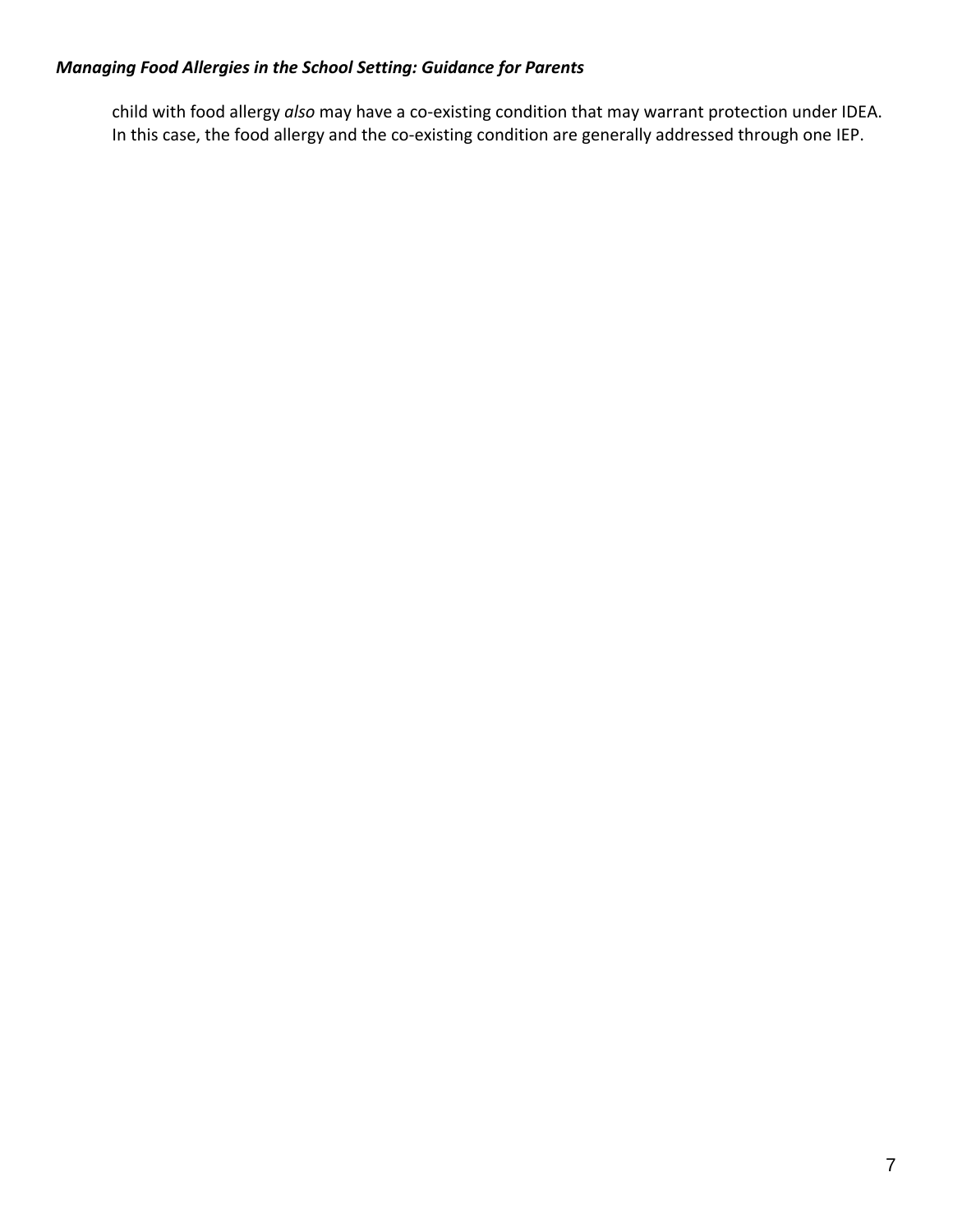child with food allergy *also* may have a co-existing condition that may warrant protection under IDEA. In this case, the food allergy and the co-existing condition are generally addressed through one IEP.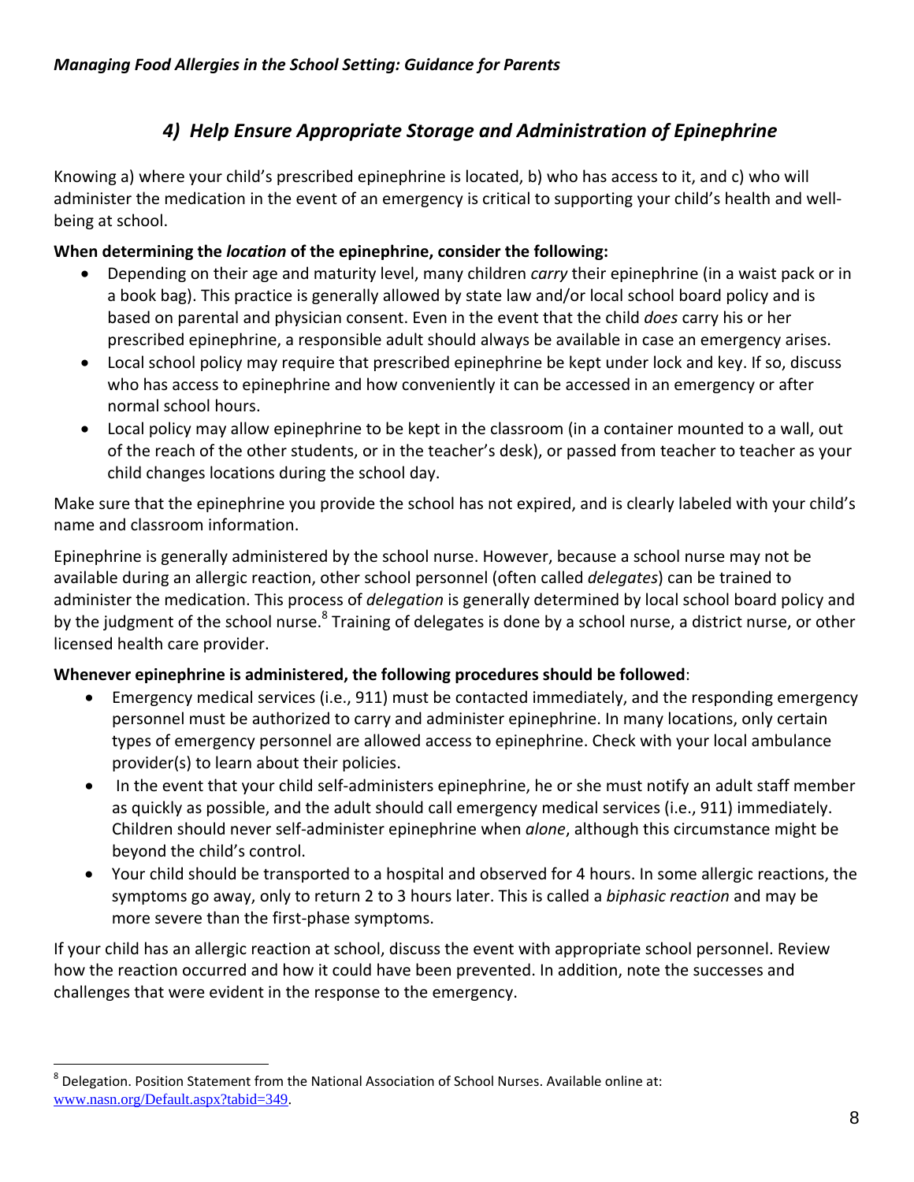## 4) Help Ensure Appropriate Storage and Administration of Epinephrine

Knowing a) where your child's prescribed epinephrine is located, b) who has access to it, and c) who will administer the medication in the event of an emergency is critical to supporting your child's health and well-being at school.

**When determining the *location* of the epinephrine, consider the following:**

- Depending on their age and maturity level, many children *carry* their epinephrine (in a waist pack or in a book bag). This practice is generally allowed by state law and/or local school board policy and is based on parental and physician consent. Even in the event that the child *does* carry his or her prescribed epinephrine, a responsible adult should always be available in case an emergency arises.
- Local school policy may require that prescribed epinephrine be kept under lock and key. If so, discuss who has access to epinephrine and how conveniently it can be accessed in an emergency or after normal school hours.
- Local policy may allow epinephrine to be kept in the classroom (in a container mounted to a wall, out of the reach of the other students, or in the teacher's desk), or passed from teacher to teacher as your child changes locations during the school day.

Make sure that the epinephrine you provide the school has not expired, and is clearly labeled with your child's name and classroom information.

Epinephrine is generally administered by the school nurse. However, because a school nurse may not be available during an allergic reaction, other school personnel (often called *delegates*) can be trained to administer the medication. This process of *delegation* is generally determined by local school board policy and by the judgment of the school nurse.[8] Training of delegates is done by a school nurse, a district nurse, or other licensed health care provider.

**Whenever epinephrine is administered, the following procedures should be followed**:

- Emergency medical services (i.e., 911) must be contacted immediately, and the responding emergency personnel must be authorized to carry and administer epinephrine. In many locations, only certain types of emergency personnel are allowed access to epinephrine. Check with your local ambulance provider(s) to learn about their policies.
- In the event that your child self-administers epinephrine, he or she must notify an adult staff member as quickly as possible, and the adult should call emergency medical services (i.e., 911) immediately. Children should never self-administer epinephrine when *alone*, although this circumstance might be beyond the child's control.
- Your child should be transported to a hospital and observed for 4 hours. In some allergic reactions, the symptoms go away, only to return 2 to 3 hours later. This is called a *biphasic reaction* and may be more severe than the first-phase symptoms.

If your child has an allergic reaction at school, discuss the event with appropriate school personnel. Review how the reaction occurred and how it could have been prevented. In addition, note the successes and challenges that were evident in the response to the emergency.

---

[8] Delegation. Position Statement from the National Association of School Nurses. Available online at: www.nasn.org/Default.aspx?tabid=349.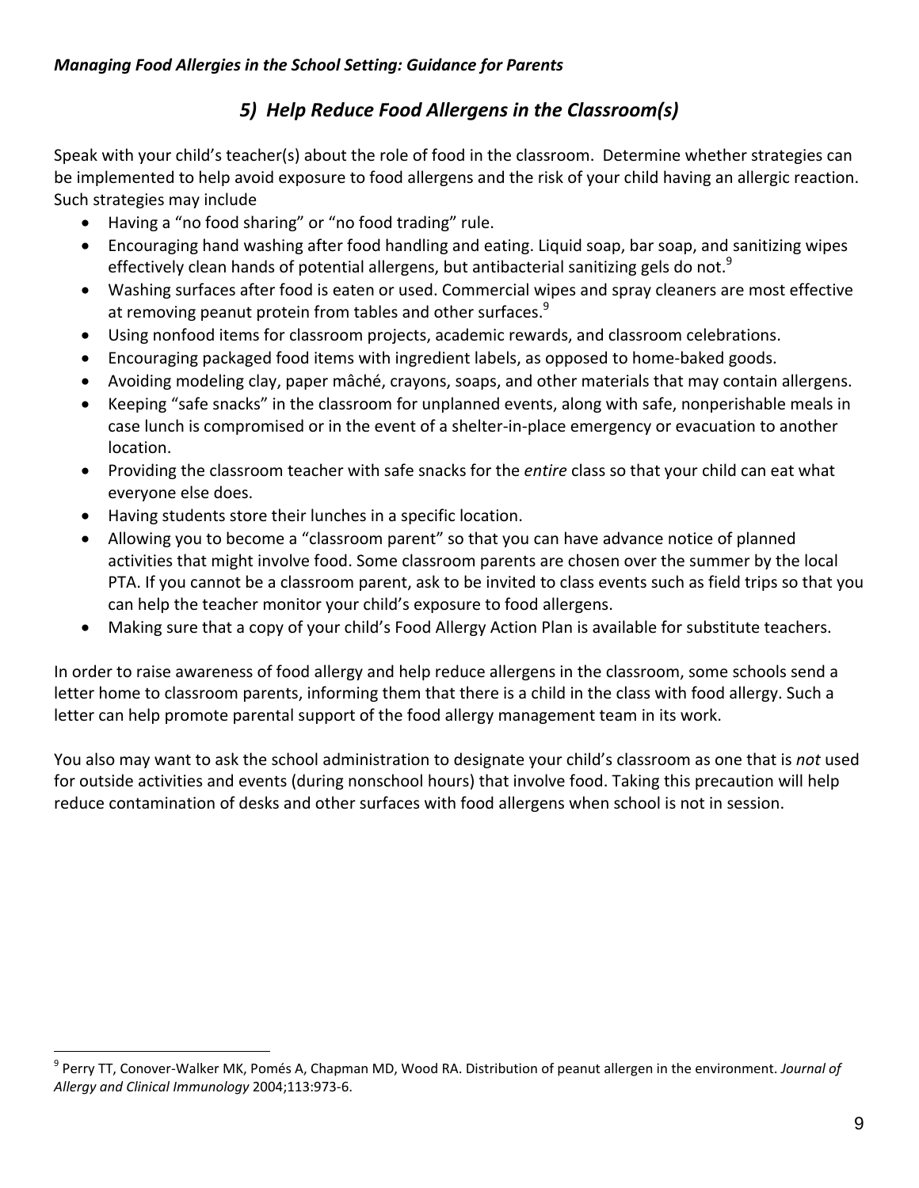## *5) Help Reduce Food Allergens in the Classroom(s)*

Speak with your child's teacher(s) about the role of food in the classroom. Determine whether strategies can be implemented to help avoid exposure to food allergens and the risk of your child having an allergic reaction. Such strategies may include

- Having a "no food sharing" or "no food trading" rule.
- Encouraging hand washing after food handling and eating. Liquid soap, bar soap, and sanitizing wipes effectively clean hands of potential allergens, but antibacterial sanitizing gels do not.[9]
- Washing surfaces after food is eaten or used. Commercial wipes and spray cleaners are most effective at removing peanut protein from tables and other surfaces.[9]
- Using nonfood items for classroom projects, academic rewards, and classroom celebrations.
- Encouraging packaged food items with ingredient labels, as opposed to home-baked goods.
- Avoiding modeling clay, paper mâché, crayons, soaps, and other materials that may contain allergens.
- Keeping "safe snacks" in the classroom for unplanned events, along with safe, nonperishable meals in case lunch is compromised or in the event of a shelter-in-place emergency or evacuation to another location.
- Providing the classroom teacher with safe snacks for the *entire* class so that your child can eat what everyone else does.
- Having students store their lunches in a specific location.
- Allowing you to become a "classroom parent" so that you can have advance notice of planned activities that might involve food. Some classroom parents are chosen over the summer by the local PTA. If you cannot be a classroom parent, ask to be invited to class events such as field trips so that you can help the teacher monitor your child's exposure to food allergens.
- Making sure that a copy of your child's Food Allergy Action Plan is available for substitute teachers.

In order to raise awareness of food allergy and help reduce allergens in the classroom, some schools send a letter home to classroom parents, informing them that there is a child in the class with food allergy. Such a letter can help promote parental support of the food allergy management team in its work.

You also may want to ask the school administration to designate your child's classroom as one that is *not* used for outside activities and events (during nonschool hours) that involve food. Taking this precaution will help reduce contamination of desks and other surfaces with food allergens when school is not in session.

---

[9] Perry TT, Conover-Walker MK, Pomés A, Chapman MD, Wood RA. Distribution of peanut allergen in the environment. *Journal of Allergy and Clinical Immunology* 2004;113:973-6.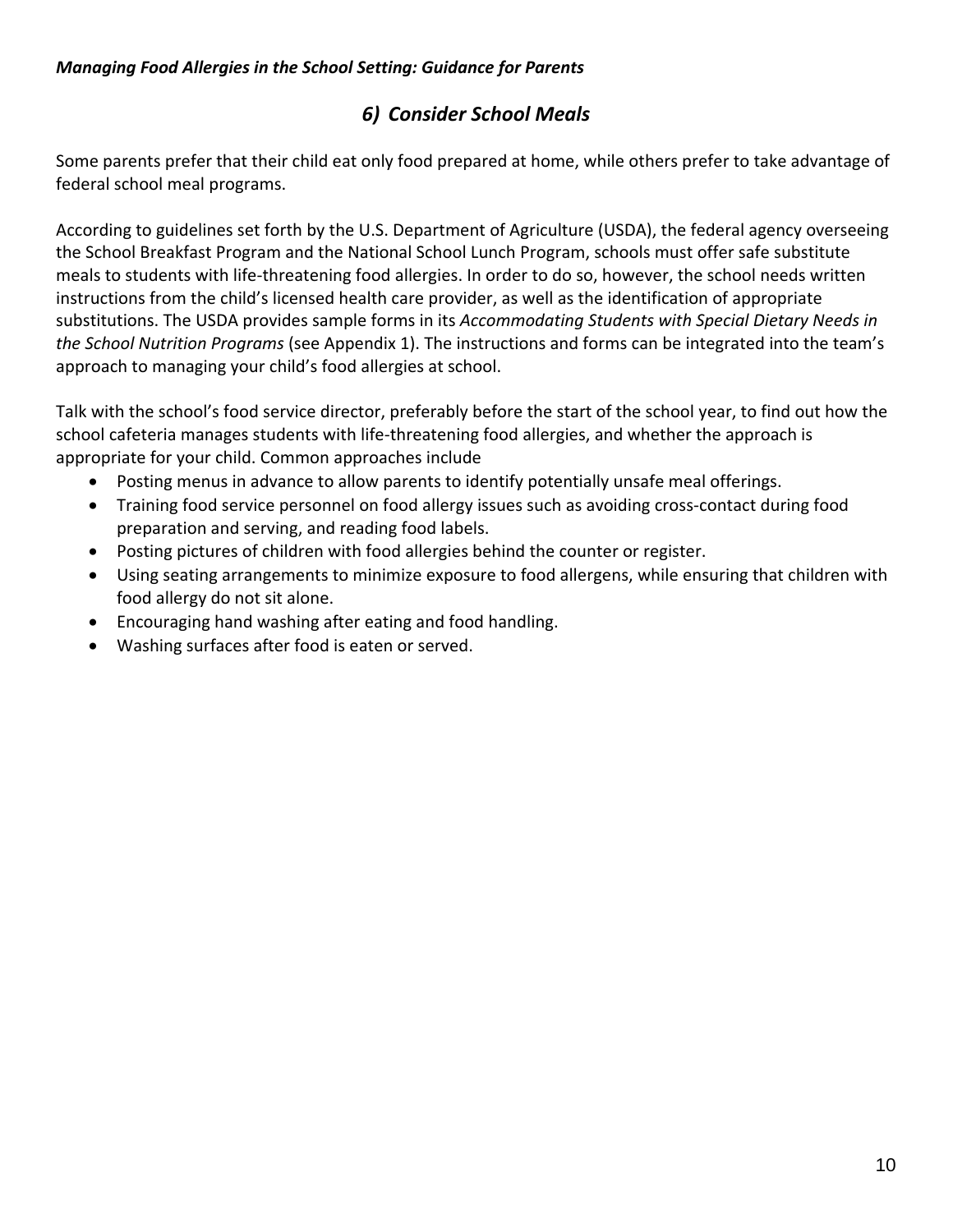## *6) Consider School Meals*

Some parents prefer that their child eat only food prepared at home, while others prefer to take advantage of federal school meal programs.

According to guidelines set forth by the U.S. Department of Agriculture (USDA), the federal agency overseeing the School Breakfast Program and the National School Lunch Program, schools must offer safe substitute meals to students with life-threatening food allergies. In order to do so, however, the school needs written instructions from the child's licensed health care provider, as well as the identification of appropriate substitutions. The USDA provides sample forms in its *Accommodating Students with Special Dietary Needs in the School Nutrition Programs* (see Appendix 1). The instructions and forms can be integrated into the team's approach to managing your child's food allergies at school.

Talk with the school's food service director, preferably before the start of the school year, to find out how the school cafeteria manages students with life-threatening food allergies, and whether the approach is appropriate for your child. Common approaches include

- Posting menus in advance to allow parents to identify potentially unsafe meal offerings.
- Training food service personnel on food allergy issues such as avoiding cross-contact during food preparation and serving, and reading food labels.
- Posting pictures of children with food allergies behind the counter or register.
- Using seating arrangements to minimize exposure to food allergens, while ensuring that children with food allergy do not sit alone.
- Encouraging hand washing after eating and food handling.
- Washing surfaces after food is eaten or served.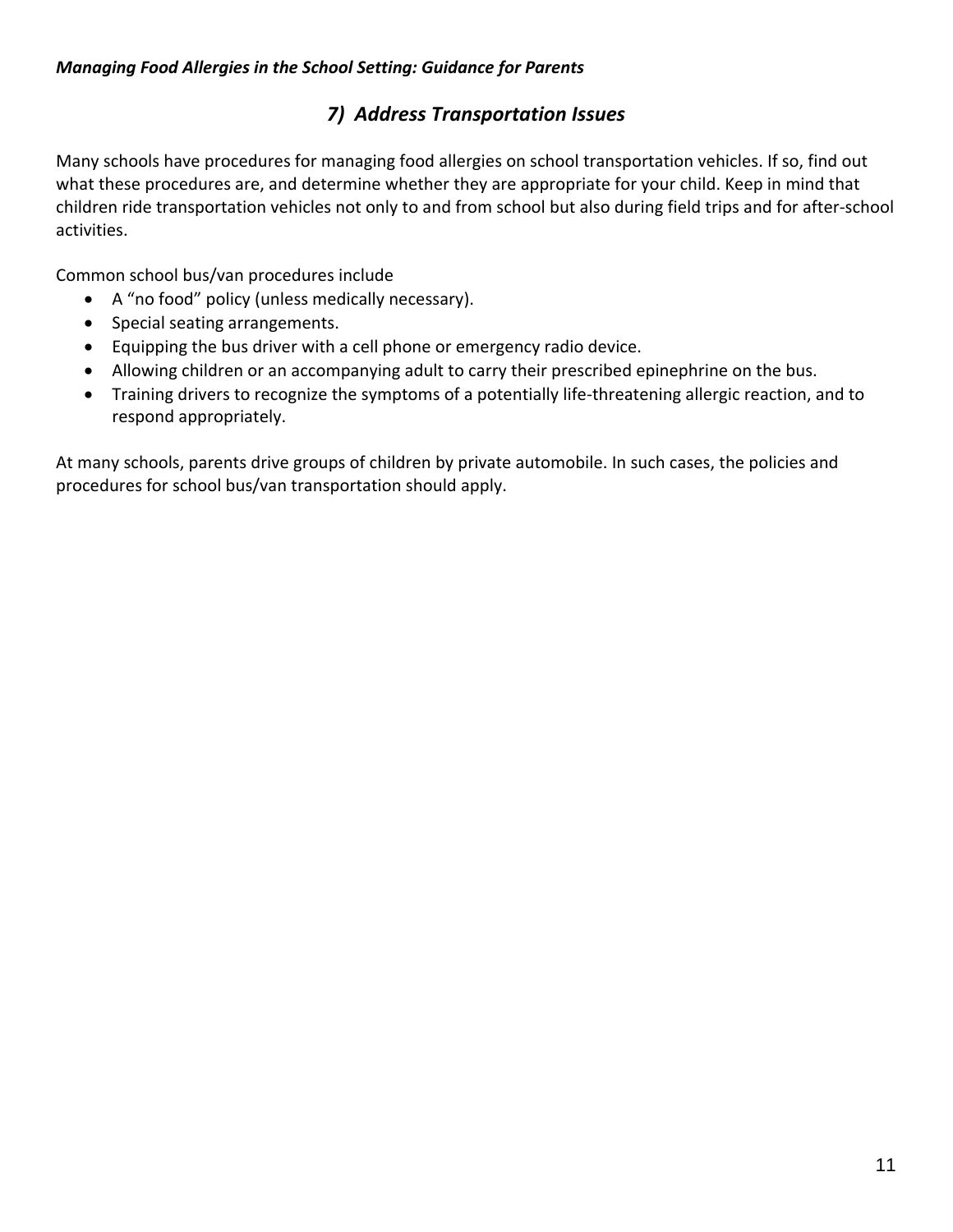## *7) Address Transportation Issues*

Many schools have procedures for managing food allergies on school transportation vehicles. If so, find out what these procedures are, and determine whether they are appropriate for your child. Keep in mind that children ride transportation vehicles not only to and from school but also during field trips and for after-school activities.

Common school bus/van procedures include

- A "no food" policy (unless medically necessary).
- Special seating arrangements.
- Equipping the bus driver with a cell phone or emergency radio device.
- Allowing children or an accompanying adult to carry their prescribed epinephrine on the bus.
- Training drivers to recognize the symptoms of a potentially life-threatening allergic reaction, and to respond appropriately.

At many schools, parents drive groups of children by private automobile. In such cases, the policies and procedures for school bus/van transportation should apply.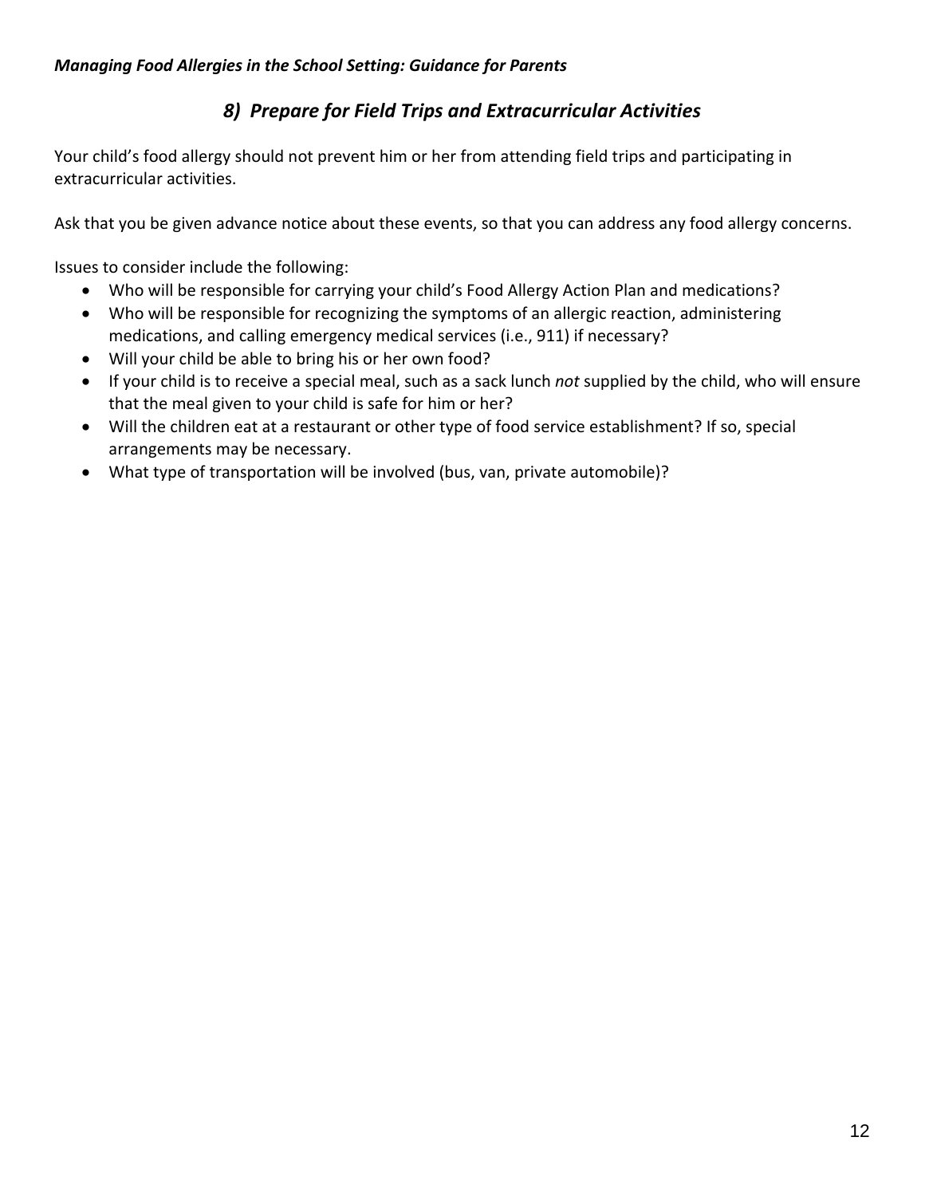## *8) Prepare for Field Trips and Extracurricular Activities*

Your child's food allergy should not prevent him or her from attending field trips and participating in extracurricular activities.

Ask that you be given advance notice about these events, so that you can address any food allergy concerns.

Issues to consider include the following:

- Who will be responsible for carrying your child's Food Allergy Action Plan and medications?
- Who will be responsible for recognizing the symptoms of an allergic reaction, administering medications, and calling emergency medical services (i.e., 911) if necessary?
- Will your child be able to bring his or her own food?
- If your child is to receive a special meal, such as a sack lunch *not* supplied by the child, who will ensure that the meal given to your child is safe for him or her?
- Will the children eat at a restaurant or other type of food service establishment? If so, special arrangements may be necessary.
- What type of transportation will be involved (bus, van, private automobile)?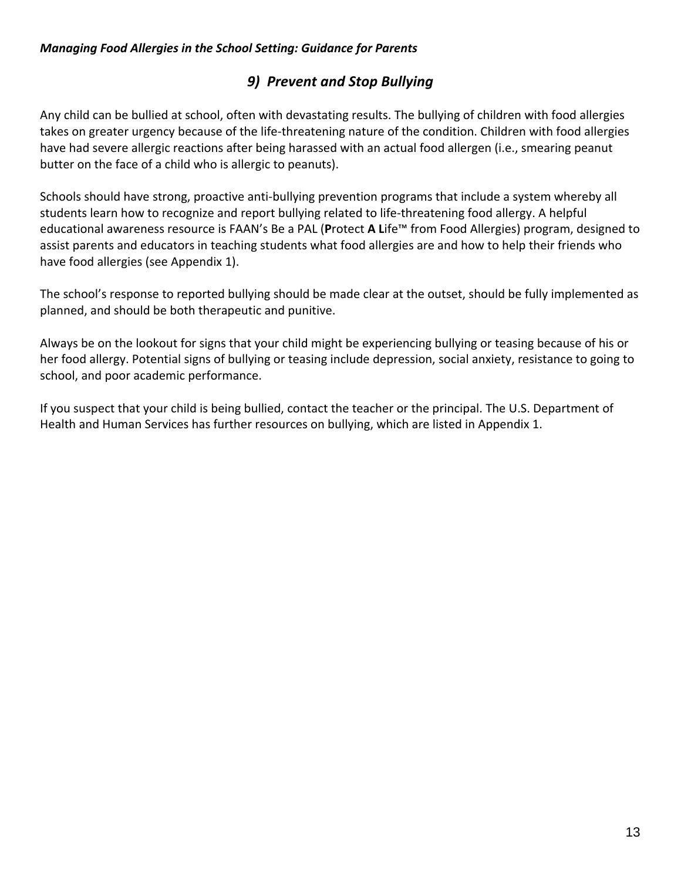## *9) Prevent and Stop Bullying*

Any child can be bullied at school, often with devastating results. The bullying of children with food allergies takes on greater urgency because of the life-threatening nature of the condition. Children with food allergies have had severe allergic reactions after being harassed with an actual food allergen (i.e., smearing peanut butter on the face of a child who is allergic to peanuts).

Schools should have strong, proactive anti-bullying prevention programs that include a system whereby all students learn how to recognize and report bullying related to life-threatening food allergy. A helpful educational awareness resource is FAAN's Be a PAL (**P**rotect **A L**ife™ from Food Allergies) program, designed to assist parents and educators in teaching students what food allergies are and how to help their friends who have food allergies (see Appendix 1).

The school's response to reported bullying should be made clear at the outset, should be fully implemented as planned, and should be both therapeutic and punitive.

Always be on the lookout for signs that your child might be experiencing bullying or teasing because of his or her food allergy. Potential signs of bullying or teasing include depression, social anxiety, resistance to going to school, and poor academic performance.

If you suspect that your child is being bullied, contact the teacher or the principal. The U.S. Department of Health and Human Services has further resources on bullying, which are listed in Appendix 1.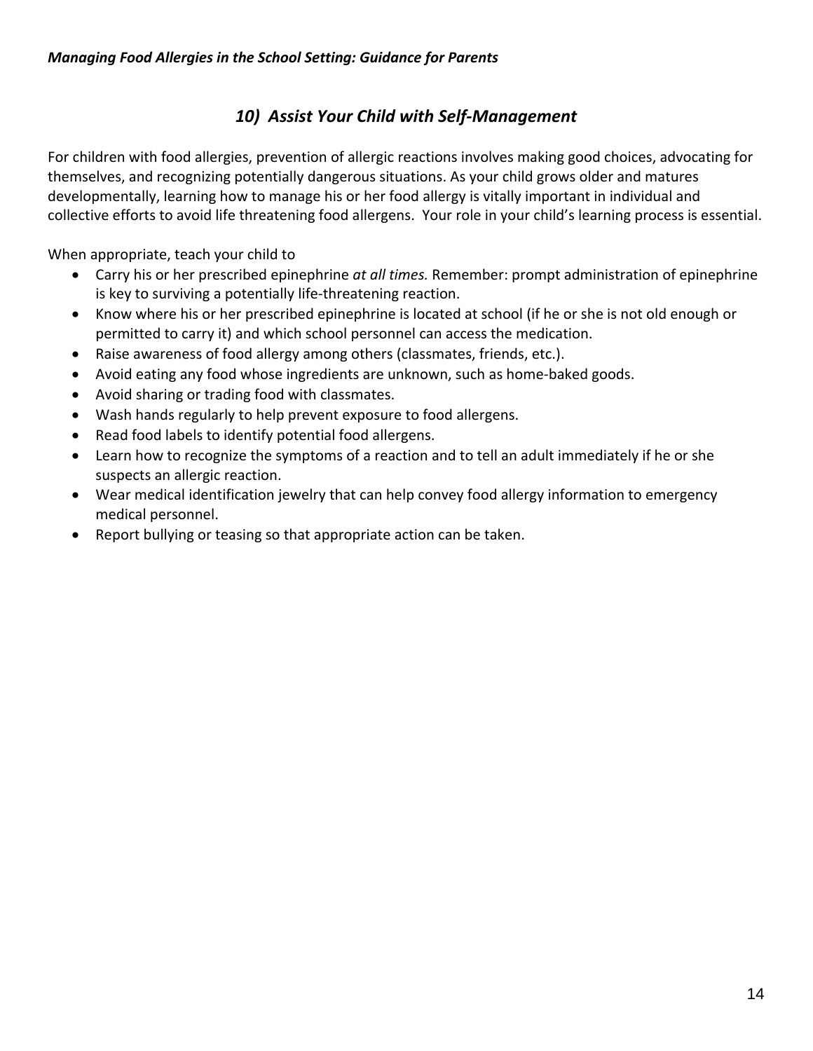## *10) Assist Your Child with Self-Management*

For children with food allergies, prevention of allergic reactions involves making good choices, advocating for themselves, and recognizing potentially dangerous situations. As your child grows older and matures developmentally, learning how to manage his or her food allergy is vitally important in individual and collective efforts to avoid life threatening food allergens. Your role in your child's learning process is essential.

When appropriate, teach your child to

- Carry his or her prescribed epinephrine *at all times.* Remember: prompt administration of epinephrine is key to surviving a potentially life-threatening reaction.
- Know where his or her prescribed epinephrine is located at school (if he or she is not old enough or permitted to carry it) and which school personnel can access the medication.
- Raise awareness of food allergy among others (classmates, friends, etc.).
- Avoid eating any food whose ingredients are unknown, such as home-baked goods.
- Avoid sharing or trading food with classmates.
- Wash hands regularly to help prevent exposure to food allergens.
- Read food labels to identify potential food allergens.
- Learn how to recognize the symptoms of a reaction and to tell an adult immediately if he or she suspects an allergic reaction.
- Wear medical identification jewelry that can help convey food allergy information to emergency medical personnel.
- Report bullying or teasing so that appropriate action can be taken.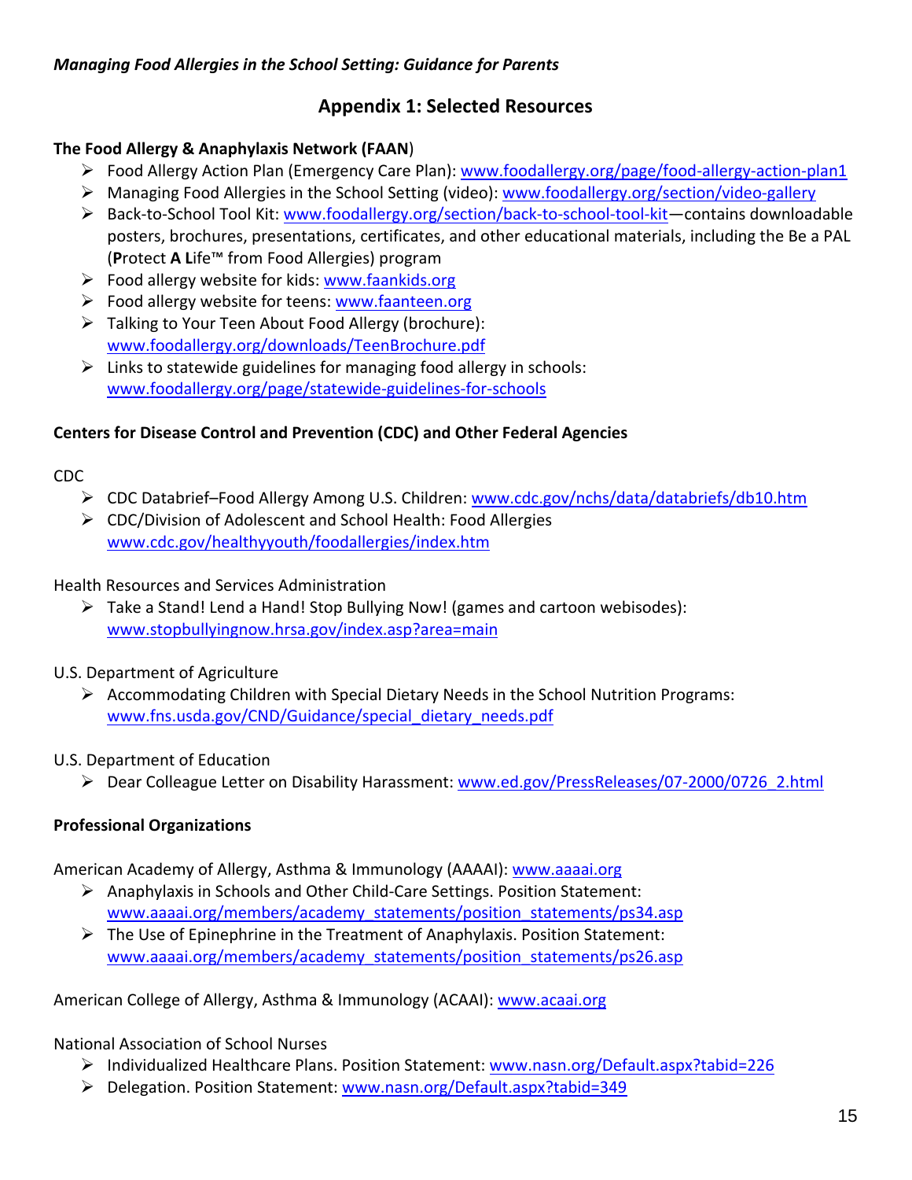## Appendix 1: Selected Resources

**The Food Allergy & Anaphylaxis Network (FAAN)**

- Food Allergy Action Plan (Emergency Care Plan): www.foodallergy.org/page/food-allergy-action-plan1
- Managing Food Allergies in the School Setting (video): www.foodallergy.org/section/video-gallery
- Back-to-School Tool Kit: www.foodallergy.org/section/back-to-school-tool-kit—contains downloadable posters, brochures, presentations, certificates, and other educational materials, including the Be a PAL (**P**rotect **A** **L**ife™ from Food Allergies) program
- Food allergy website for kids: www.faankids.org
- Food allergy website for teens: www.faanteen.org
- Talking to Your Teen About Food Allergy (brochure): www.foodallergy.org/downloads/TeenBrochure.pdf
- Links to statewide guidelines for managing food allergy in schools: www.foodallergy.org/page/statewide-guidelines-for-schools

**Centers for Disease Control and Prevention (CDC) and Other Federal Agencies**

CDC

- CDC Databrief–Food Allergy Among U.S. Children: www.cdc.gov/nchs/data/databriefs/db10.htm
- CDC/Division of Adolescent and School Health: Food Allergies www.cdc.gov/healthyyouth/foodallergies/index.htm

Health Resources and Services Administration

- Take a Stand! Lend a Hand! Stop Bullying Now! (games and cartoon webisodes): www.stopbullyingnow.hrsa.gov/index.asp?area=main

U.S. Department of Agriculture

- Accommodating Children with Special Dietary Needs in the School Nutrition Programs: www.fns.usda.gov/CND/Guidance/special_dietary_needs.pdf

U.S. Department of Education

- Dear Colleague Letter on Disability Harassment: www.ed.gov/PressReleases/07-2000/0726_2.html

**Professional Organizations**

American Academy of Allergy, Asthma & Immunology (AAAAI): www.aaaai.org

- Anaphylaxis in Schools and Other Child-Care Settings. Position Statement: www.aaaai.org/members/academy_statements/position_statements/ps34.asp
- The Use of Epinephrine in the Treatment of Anaphylaxis. Position Statement: www.aaaai.org/members/academy_statements/position_statements/ps26.asp

American College of Allergy, Asthma & Immunology (ACAAI): www.acaai.org

National Association of School Nurses

- Individualized Healthcare Plans. Position Statement: www.nasn.org/Default.aspx?tabid=226
- Delegation. Position Statement: www.nasn.org/Default.aspx?tabid=349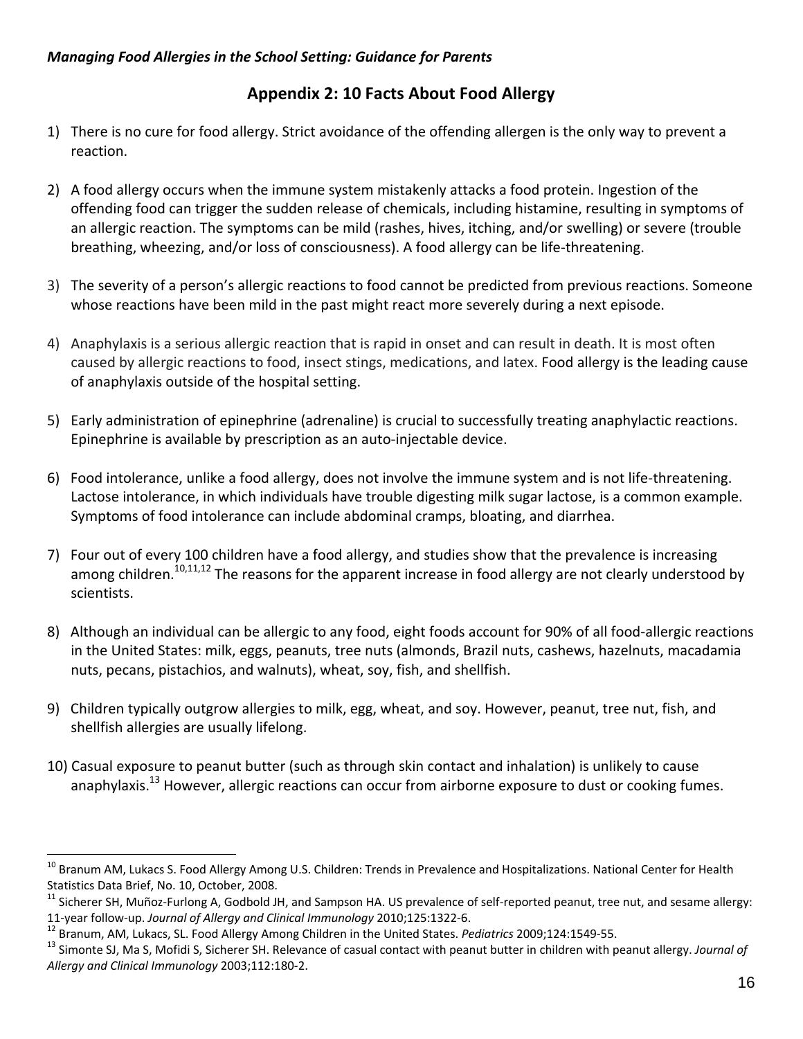## Appendix 2: 10 Facts About Food Allergy

1) There is no cure for food allergy. Strict avoidance of the offending allergen is the only way to prevent a reaction.

2) A food allergy occurs when the immune system mistakenly attacks a food protein. Ingestion of the offending food can trigger the sudden release of chemicals, including histamine, resulting in symptoms of an allergic reaction. The symptoms can be mild (rashes, hives, itching, and/or swelling) or severe (trouble breathing, wheezing, and/or loss of consciousness). A food allergy can be life-threatening.

3) The severity of a person's allergic reactions to food cannot be predicted from previous reactions. Someone whose reactions have been mild in the past might react more severely during a next episode.

4) Anaphylaxis is a serious allergic reaction that is rapid in onset and can result in death. It is most often caused by allergic reactions to food, insect stings, medications, and latex. Food allergy is the leading cause of anaphylaxis outside of the hospital setting.

5) Early administration of epinephrine (adrenaline) is crucial to successfully treating anaphylactic reactions. Epinephrine is available by prescription as an auto-injectable device.

6) Food intolerance, unlike a food allergy, does not involve the immune system and is not life-threatening. Lactose intolerance, in which individuals have trouble digesting milk sugar lactose, is a common example. Symptoms of food intolerance can include abdominal cramps, bloating, and diarrhea.

7) Four out of every 100 children have a food allergy, and studies show that the prevalence is increasing among children.[10,11,12] The reasons for the apparent increase in food allergy are not clearly understood by scientists.

8) Although an individual can be allergic to any food, eight foods account for 90% of all food-allergic reactions in the United States: milk, eggs, peanuts, tree nuts (almonds, Brazil nuts, cashews, hazelnuts, macadamia nuts, pecans, pistachios, and walnuts), wheat, soy, fish, and shellfish.

9) Children typically outgrow allergies to milk, egg, wheat, and soy. However, peanut, tree nut, fish, and shellfish allergies are usually lifelong.

10) Casual exposure to peanut butter (such as through skin contact and inhalation) is unlikely to cause anaphylaxis.[13] However, allergic reactions can occur from airborne exposure to dust or cooking fumes.

---

[10] Branum AM, Lukacs S. Food Allergy Among U.S. Children: Trends in Prevalence and Hospitalizations. National Center for Health Statistics Data Brief, No. 10, October, 2008.

[11] Sicherer SH, Muñoz-Furlong A, Godbold JH, and Sampson HA. US prevalence of self-reported peanut, tree nut, and sesame allergy: 11-year follow-up. *Journal of Allergy and Clinical Immunology* 2010;125:1322-6.

[12] Branum, AM, Lukacs, SL. Food Allergy Among Children in the United States. *Pediatrics* 2009;124:1549-55.

[13] Simonte SJ, Ma S, Mofidi S, Sicherer SH. Relevance of casual contact with peanut butter in children with peanut allergy. *Journal of Allergy and Clinical Immunology* 2003;112:180-2.